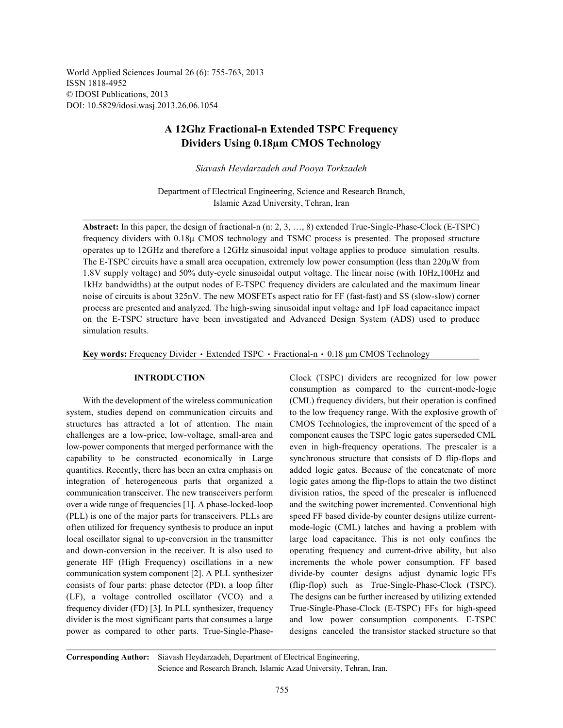World Applied Sciences Journal 26 (6): 755-763, 2013
ISSN 1818-4952
© IDOSI Publications, 2013
DOI: 10.5829/idosi.wasj.2013.26.06.1054

# A 12Ghz Fractional-n Extended TSPC Frequency Dividers Using 0.18μm CMOS Technology

*Siavash Heydarzadeh and Pooya Torkzadeh*

Department of Electrical Engineering, Science and Research Branch, Islamic Azad University, Tehran, Iran

**Abstract:** In this paper, the design of fractional-n (n: 2, 3, …, 8) extended True-Single-Phase-Clock (E-TSPC) frequency dividers with 0.18μ CMOS technology and TSMC process is presented. The proposed structure operates up to 12GHz and therefore a 12GHz sinusoidal input voltage applies to produce simulation results. The E-TSPC circuits have a small area occupation, extremely low power consumption (less than 220μW from 1.8V supply voltage) and 50% duty-cycle sinusoidal output voltage. The linear noise (with 10Hz,100Hz and 1kHz bandwidths) at the output nodes of E-TSPC frequency dividers are calculated and the maximum linear noise of circuits is about 325nV. The new MOSFETs aspect ratio for FF (fast-fast) and SS (slow-slow) corner process are presented and analyzed. The high-swing sinusoidal input voltage and 1pF load capacitance impact on the E-TSPC structure have been investigated and Advanced Design System (ADS) used to produce simulation results.

**Key words:** Frequency Divider · Extended TSPC · Fractional-n · 0.18 μm CMOS Technology

## INTRODUCTION

With the development of the wireless communication system, studies depend on communication circuits and structures has attracted a lot of attention. The main challenges are a low-price, low-voltage, small-area and low-power components that merged performance with the capability to be constructed economically in Large quantities. Recently, there has been an extra emphasis on integration of heterogeneous parts that organized a communication transceiver. The new transceivers perform over a wide range of frequencies [1]. A phase-locked-loop (PLL) is one of the major parts for transceivers. PLLs are often utilized for frequency synthesis to produce an input local oscillator signal to up-conversion in the transmitter and down-conversion in the receiver. It is also used to generate HF (High Frequency) oscillations in a new communication system component [2]. A PLL synthesizer consists of four parts: phase detector (PD), a loop filter (LF), a voltage controlled oscillator (VCO) and a frequency divider (FD) [3]. In PLL synthesizer, frequency divider is the most significant parts that consumes a large power as compared to other parts. True-Single-Phase-Clock (TSPC) dividers are recognized for low power consumption as compared to the current-mode-logic (CML) frequency dividers, but their operation is confined to the low frequency range. With the explosive growth of CMOS Technologies, the improvement of the speed of a component causes the TSPC logic gates superseded CML even in high-frequency operations. The prescaler is a synchronous structure that consists of D flip-flops and added logic gates. Because of the concatenate of more logic gates among the flip-flops to attain the two distinct division ratios, the speed of the prescaler is influenced and the switching power incremented. Conventional high speed FF based divide-by counter designs utilize current-mode-logic (CML) latches and having a problem with large load capacitance. This is not only confines the operating frequency and current-drive ability, but also increments the whole power consumption. FF based divide-by counter designs adjust dynamic logic FFs (flip-flop) such as True-Single-Phase-Clock (TSPC). The designs can be further increased by utilizing extended True-Single-Phase-Clock (E-TSPC) FFs for high-speed and low power consumption components. E-TSPC designs canceled the transistor stacked structure so that

**Corresponding Author:** Siavash Heydarzadeh, Department of Electrical Engineering, Science and Research Branch, Islamic Azad University, Tehran, Iran.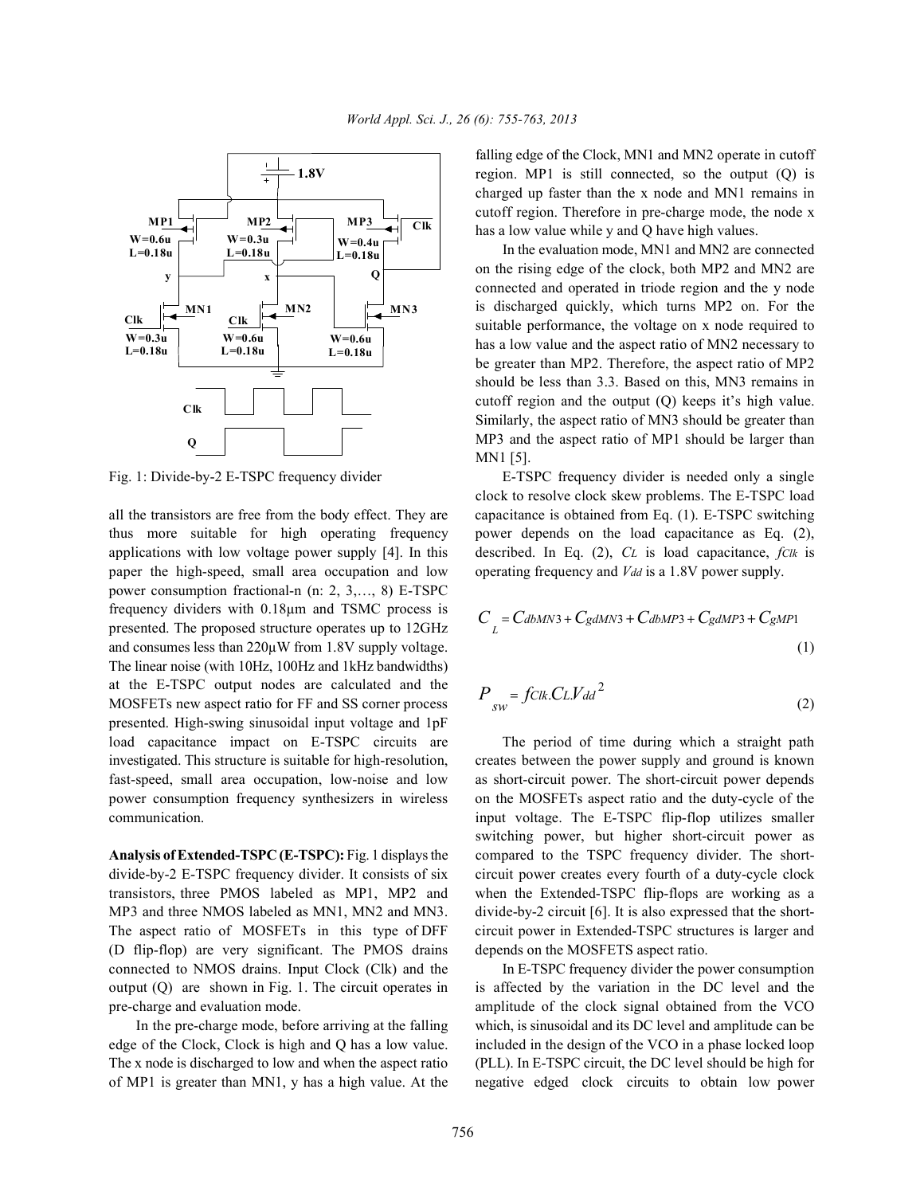Fig. 1: Divide-by-2 E-TSPC frequency divider

all the transistors are free from the body effect. They are thus more suitable for high operating frequency applications with low voltage power supply [4]. In this paper the high-speed, small area occupation and low power consumption fractional-n (n: 2, 3,…, 8) E-TSPC frequency dividers with 0.18μm and TSMC process is presented. The proposed structure operates up to 12GHz and consumes less than 220μW from 1.8V supply voltage. The linear noise (with 10Hz, 100Hz and 1kHz bandwidths) at the E-TSPC output nodes are calculated and the MOSFETs new aspect ratio for FF and SS corner process presented. High-swing sinusoidal input voltage and 1pF load capacitance impact on E-TSPC circuits are investigated. This structure is suitable for high-resolution, fast-speed, small area occupation, low-noise and low power consumption frequency synthesizers in wireless communication.

**Analysis of Extended-TSPC (E-TSPC):** Fig. 1 displays the divide-by-2 E-TSPC frequency divider. It consists of six transistors, three PMOS labeled as MP1, MP2 and MP3 and three NMOS labeled as MN1, MN2 and MN3. The aspect ratio of MOSFETs in this type of DFF (D flip-flop) are very significant. The PMOS drains connected to NMOS drains. Input Clock (Clk) and the output (Q) are shown in Fig. 1. The circuit operates in pre-charge and evaluation mode.

In the pre-charge mode, before arriving at the falling edge of the Clock, Clock is high and Q has a low value. The x node is discharged to low and when the aspect ratio of MP1 is greater than MN1, y has a high value. At the falling edge of the Clock, MN1 and MN2 operate in cutoff region. MP1 is still connected, so the output (Q) is charged up faster than the x node and MN1 remains in cutoff region. Therefore in pre-charge mode, the node x has a low value while y and Q have high values.

In the evaluation mode, MN1 and MN2 are connected on the rising edge of the clock, both MP2 and MN2 are connected and operated in triode region and the y node is discharged quickly, which turns MP2 on. For the suitable performance, the voltage on x node required to has a low value and the aspect ratio of MN2 necessary to be greater than MP2. Therefore, the aspect ratio of MP2 should be less than 3.3. Based on this, MN3 remains in cutoff region and the output (Q) keeps it's high value. Similarly, the aspect ratio of MN3 should be greater than MP3 and the aspect ratio of MP1 should be larger than MN1 [5].

E-TSPC frequency divider is needed only a single clock to resolve clock skew problems. The E-TSPC load capacitance is obtained from Eq. (1). E-TSPC switching power depends on the load capacitance as Eq. (2), described. In Eq. (2), $C_L$ is load capacitance, $f_{Clk}$ is operating frequency and $V_{dd}$ is a 1.8V power supply.

$$C_L = C_{dbMN3} + C_{gdMN3} + C_{dbMP3} + C_{gdMP3} + C_{gMP1} \quad (1)$$

$$P_{sw} = f_{Clk}.C_L.V_{dd}^{\ 2} \quad (2)$$

The period of time during which a straight path creates between the power supply and ground is known as short-circuit power. The short-circuit power depends on the MOSFETs aspect ratio and the duty-cycle of the input voltage. The E-TSPC flip-flop utilizes smaller switching power, but higher short-circuit power as compared to the TSPC frequency divider. The short-circuit power creates every fourth of a duty-cycle clock when the Extended-TSPC flip-flops are working as a divide-by-2 circuit [6]. It is also expressed that the short-circuit power in Extended-TSPC structures is larger and depends on the MOSFETS aspect ratio.

In E-TSPC frequency divider the power consumption is affected by the variation in the DC level and the amplitude of the clock signal obtained from the VCO which, is sinusoidal and its DC level and amplitude can be included in the design of the VCO in a phase locked loop (PLL). In E-TSPC circuit, the DC level should be high for negative edged clock circuits to obtain low power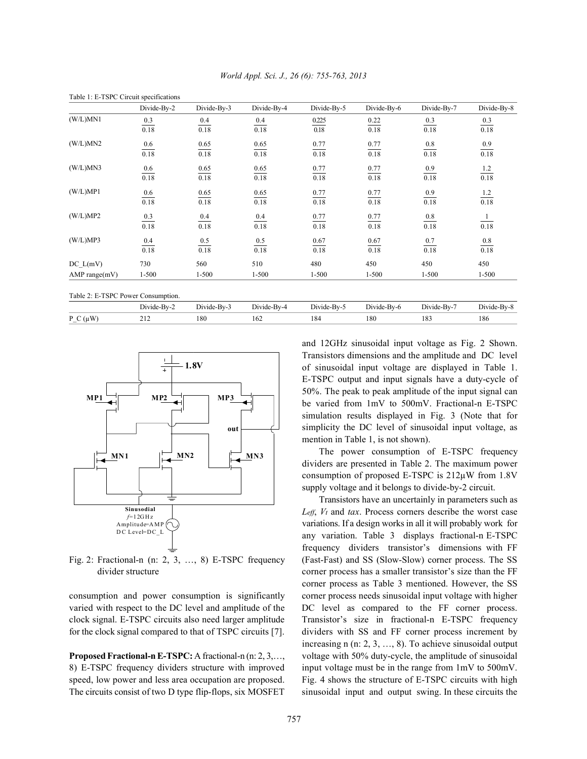Table 1: E-TSPC Circuit specifications

| | Divide-By-2 | Divide-By-3 | Divide-By-4 | Divide-By-5 | Divide-By-6 | Divide-By-7 | Divide-By-8 |
|---|---|---|---|---|---|---|---|
| (W/L)MN1 | $\frac{0.3}{0.18}$ | $\frac{0.4}{0.18}$ | $\frac{0.4}{0.18}$ | $\frac{0.225}{0.18}$ | $\frac{0.22}{0.18}$ | $\frac{0.3}{0.18}$ | $\frac{0.3}{0.18}$ |
| (W/L)MN2 | $\frac{0.6}{0.18}$ | $\frac{0.65}{0.18}$ | $\frac{0.65}{0.18}$ | $\frac{0.77}{0.18}$ | $\frac{0.77}{0.18}$ | $\frac{0.8}{0.18}$ | $\frac{0.9}{0.18}$ |
| (W/L)MN3 | $\frac{0.6}{0.18}$ | $\frac{0.65}{0.18}$ | $\frac{0.65}{0.18}$ | $\frac{0.77}{0.18}$ | $\frac{0.77}{0.18}$ | $\frac{0.9}{0.18}$ | $\frac{1.2}{0.18}$ |
| (W/L)MP1 | $\frac{0.6}{0.18}$ | $\frac{0.65}{0.18}$ | $\frac{0.65}{0.18}$ | $\frac{0.77}{0.18}$ | $\frac{0.77}{0.18}$ | $\frac{0.9}{0.18}$ | $\frac{1.2}{0.18}$ |
| (W/L)MP2 | $\frac{0.3}{0.18}$ | $\frac{0.4}{0.18}$ | $\frac{0.4}{0.18}$ | $\frac{0.77}{0.18}$ | $\frac{0.77}{0.18}$ | $\frac{0.8}{0.18}$ | $\frac{1}{0.18}$ |
| (W/L)MP3 | $\frac{0.4}{0.18}$ | $\frac{0.5}{0.18}$ | $\frac{0.5}{0.18}$ | $\frac{0.67}{0.18}$ | $\frac{0.67}{0.18}$ | $\frac{0.7}{0.18}$ | $\frac{0.8}{0.18}$ |
| DC_L(mV) | 730 | 560 | 510 | 480 | 450 | 450 | 450 |
| AMP range(mV) | 1-500 | 1-500 | 1-500 | 1-500 | 1-500 | 1-500 | 1-500 |

Table 2: E-TSPC Power Consumption.

| | Divide-By-2 | Divide-By-3 | Divide-By-4 | Divide-By-5 | Divide-By-6 | Divide-By-7 | Divide-By-8 |
|---|---|---|---|---|---|---|---|
| P_C (μW) | 212 | 180 | 162 | 184 | 180 | 183 | 186 |

Fig. 2: Fractional-n (n: 2, 3, …, 8) E-TSPC frequency divider structure

consumption and power consumption is significantly varied with respect to the DC level and amplitude of the clock signal. E-TSPC circuits also need larger amplitude for the clock signal compared to that of TSPC circuits [7].

**Proposed Fractional-n E-TSPC:** A fractional-n (n: 2, 3,…, 8) E-TSPC frequency dividers structure with improved speed, low power and less area occupation are proposed. The circuits consist of two D type flip-flops, six MOSFET and 12GHz sinusoidal input voltage as Fig. 2 Shown. Transistors dimensions and the amplitude and DC level of sinusoidal input voltage are displayed in Table 1. E-TSPC output and input signals have a duty-cycle of 50%. The peak to peak amplitude of the input signal can be varied from 1mV to 500mV. Fractional-n E-TSPC simulation results displayed in Fig. 3 (Note that for simplicity the DC level of sinusoidal input voltage, as mention in Table 1, is not shown).

The power consumption of E-TSPC frequency dividers are presented in Table 2. The maximum power consumption of proposed E-TSPC is 212μW from 1.8V supply voltage and it belongs to divide-by-2 circuit.

Transistors have an uncertainly in parameters such as $L_{eff}$, $V_t$ and *tax*. Process corners describe the worst case variations. If a design works in all it will probably work for any variation. Table 3 displays fractional-n E-TSPC frequency dividers transistor's dimensions with FF (Fast-Fast) and SS (Slow-Slow) corner process. The SS corner process has a smaller transistor's size than the FF corner process as Table 3 mentioned. However, the SS corner process needs sinusoidal input voltage with higher DC level as compared to the FF corner process. Transistor's size in fractional-n E-TSPC frequency dividers with SS and FF corner process increment by increasing n (n: 2, 3, …, 8). To achieve sinusoidal output voltage with 50% duty-cycle, the amplitude of sinusoidal input voltage must be in the range from 1mV to 500mV. Fig. 4 shows the structure of E-TSPC circuits with high sinusoidal input and output swing. In these circuits the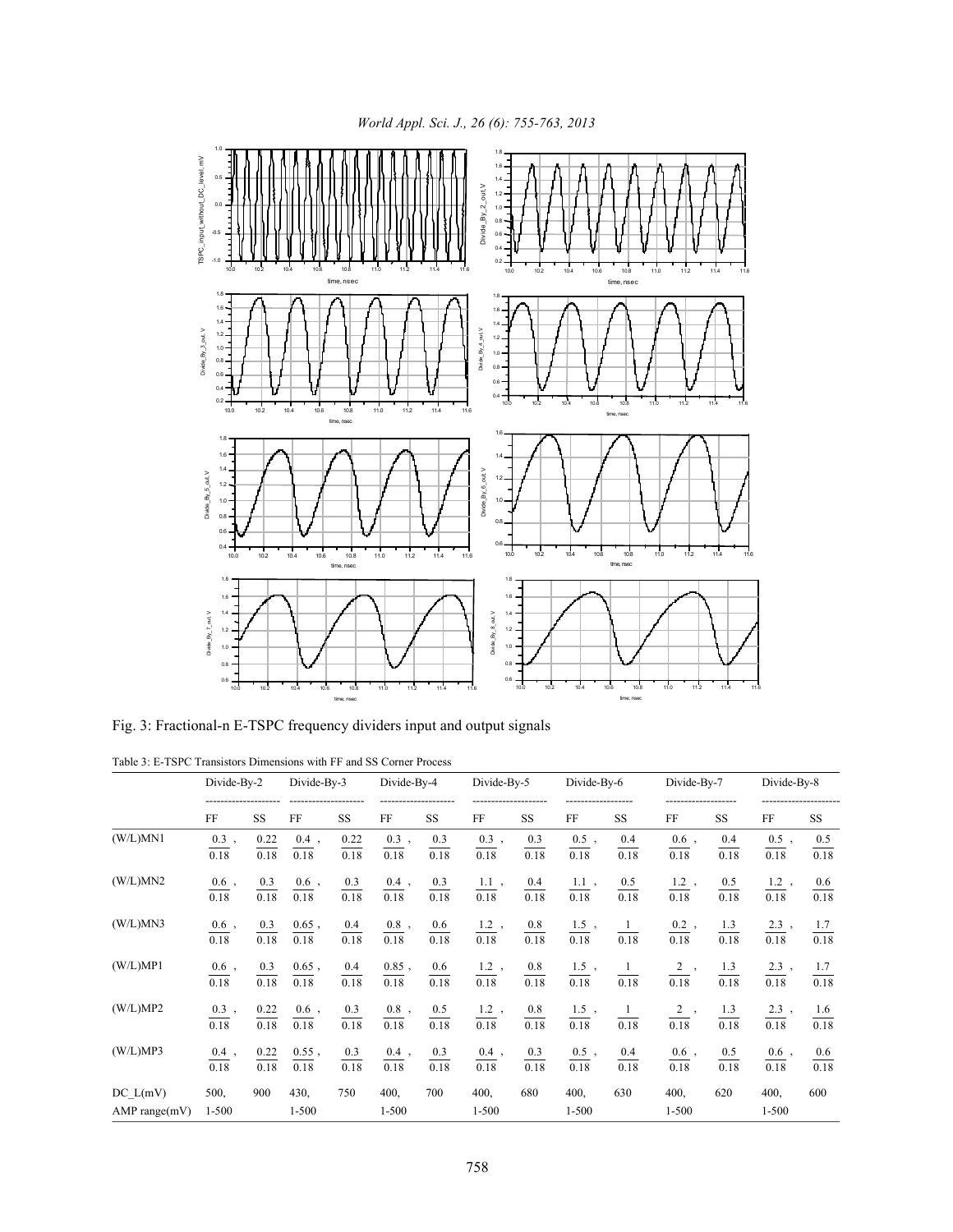Fig. 3: Fractional-n E-TSPC frequency dividers input and output signals

Table 3: E-TSPC Transistors Dimensions with FF and SS Corner Process

| | Divide-By-2 | | Divide-By-3 | | Divide-By-4 | | Divide-By-5 | | Divide-By-6 | | Divide-By-7 | | Divide-By-8 | |
|---|---|---|---|---|---|---|---|---|---|---|---|---|---|---|
| | FF | SS | FF | SS | FF | SS | FF | SS | FF | SS | FF | SS | FF | SS |
| (W/L)MN1 | $\frac{0.3}{0.18}$, | $\frac{0.22}{0.18}$ | $\frac{0.4}{0.18}$, | $\frac{0.22}{0.18}$ | $\frac{0.3}{0.18}$, | $\frac{0.3}{0.18}$ | $\frac{0.3}{0.18}$, | $\frac{0.3}{0.18}$ | $\frac{0.5}{0.18}$, | $\frac{0.4}{0.18}$ | $\frac{0.6}{0.18}$, | $\frac{0.4}{0.18}$ | $\frac{0.5}{0.18}$, | $\frac{0.5}{0.18}$ |
| (W/L)MN2 | $\frac{0.6}{0.18}$, | $\frac{0.3}{0.18}$ | $\frac{0.6}{0.18}$, | $\frac{0.3}{0.18}$ | $\frac{0.4}{0.18}$, | $\frac{0.3}{0.18}$ | $\frac{1.1}{0.18}$, | $\frac{0.4}{0.18}$ | $\frac{1.1}{0.18}$, | $\frac{0.5}{0.18}$ | $\frac{1.2}{0.18}$, | $\frac{0.5}{0.18}$ | $\frac{1.2}{0.18}$, | $\frac{0.6}{0.18}$ |
| (W/L)MN3 | $\frac{0.6}{0.18}$, | $\frac{0.3}{0.18}$ | $\frac{0.65}{0.18}$, | $\frac{0.4}{0.18}$ | $\frac{0.8}{0.18}$, | $\frac{0.6}{0.18}$ | $\frac{1.2}{0.18}$, | $\frac{0.8}{0.18}$ | $\frac{1.5}{0.18}$, | $\frac{1}{0.18}$ | $\frac{0.2}{0.18}$, | $\frac{1.3}{0.18}$ | $\frac{2.3}{0.18}$, | $\frac{1.7}{0.18}$ |
| (W/L)MP1 | $\frac{0.6}{0.18}$, | $\frac{0.3}{0.18}$ | $\frac{0.65}{0.18}$, | $\frac{0.4}{0.18}$ | $\frac{0.85}{0.18}$, | $\frac{0.6}{0.18}$ | $\frac{1.2}{0.18}$, | $\frac{0.8}{0.18}$ | $\frac{1.5}{0.18}$, | $\frac{1}{0.18}$ | $\frac{2}{0.18}$, | $\frac{1.3}{0.18}$ | $\frac{2.3}{0.18}$, | $\frac{1.7}{0.18}$ |
| (W/L)MP2 | $\frac{0.3}{0.18}$, | $\frac{0.22}{0.18}$ | $\frac{0.6}{0.18}$, | $\frac{0.3}{0.18}$ | $\frac{0.8}{0.18}$, | $\frac{0.5}{0.18}$ | $\frac{1.2}{0.18}$, | $\frac{0.8}{0.18}$ | $\frac{1.5}{0.18}$, | $\frac{1}{0.18}$ | $\frac{2}{0.18}$, | $\frac{1.3}{0.18}$ | $\frac{2.3}{0.18}$, | $\frac{1.6}{0.18}$ |
| (W/L)MP3 | $\frac{0.4}{0.18}$, | $\frac{0.22}{0.18}$ | $\frac{0.55}{0.18}$, | $\frac{0.3}{0.18}$ | $\frac{0.4}{0.18}$, | $\frac{0.3}{0.18}$ | $\frac{0.4}{0.18}$, | $\frac{0.3}{0.18}$ | $\frac{0.5}{0.18}$, | $\frac{0.4}{0.18}$ | $\frac{0.6}{0.18}$, | $\frac{0.5}{0.18}$ | $\frac{0.6}{0.18}$, | $\frac{0.6}{0.18}$ |
| DC_L(mV) | 500, | 900 | 430, | 750 | 400, | 700 | 400, | 680 | 400, | 630 | 400, | 620 | 400, | 600 |
| AMP range(mV) | 1-500 | | 1-500 | | 1-500 | | 1-500 | | 1-500 | | 1-500 | | 1-500 | |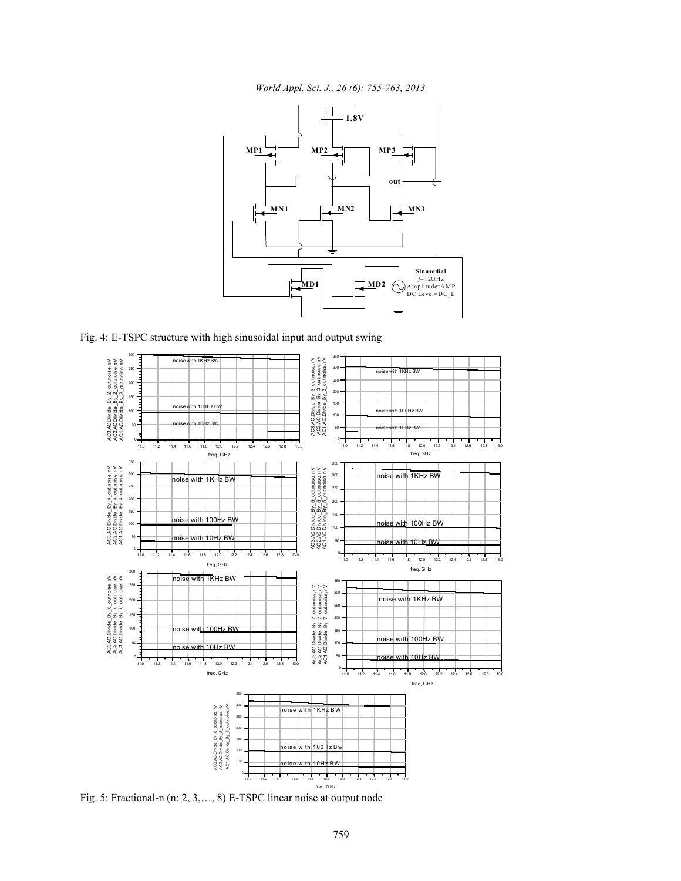Fig. 4: E-TSPC structure with high sinusoidal input and output swing

Fig. 5: Fractional-n (n: 2, 3,…, 8) E-TSPC linear noise at output node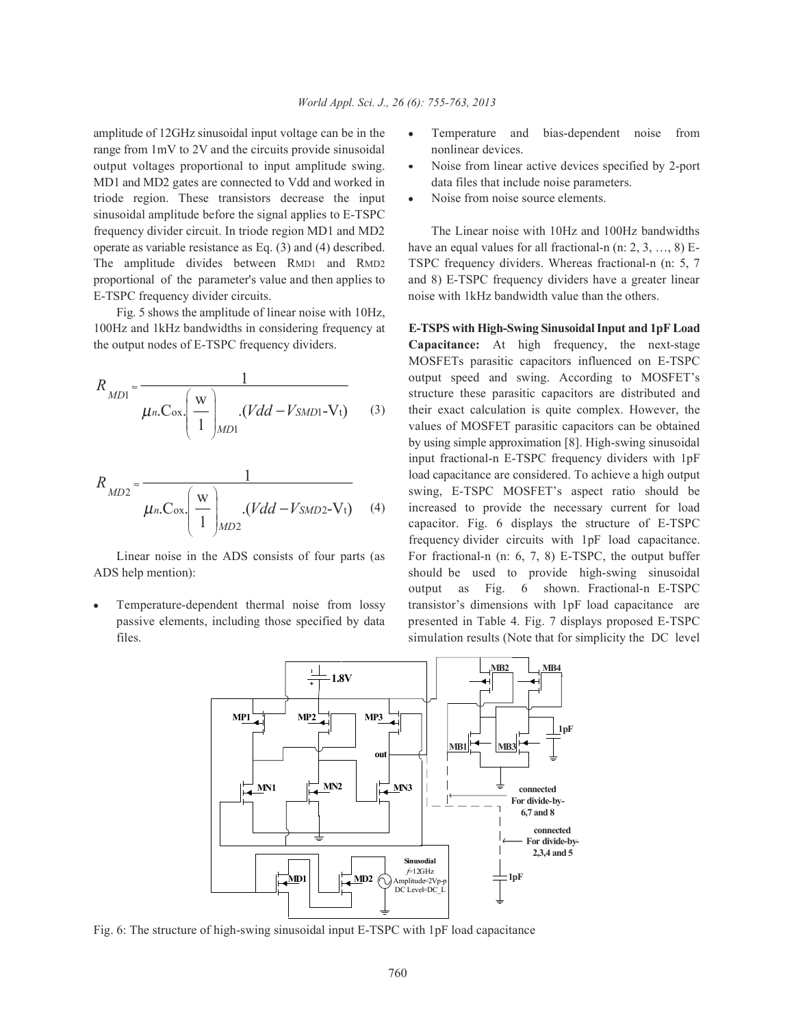amplitude of 12GHz sinusoidal input voltage can be in the range from 1mV to 2V and the circuits provide sinusoidal output voltages proportional to input amplitude swing. MD1 and MD2 gates are connected to Vdd and worked in triode region. These transistors decrease the input sinusoidal amplitude before the signal applies to E-TSPC frequency divider circuit. In triode region MD1 and MD2 operate as variable resistance as Eq. (3) and (4) described. The amplitude divides between $R_{MD1}$ and $R_{MD2}$ proportional of the parameter's value and then applies to E-TSPC frequency divider circuits.

Fig. 5 shows the amplitude of linear noise with 10Hz, 100Hz and 1kHz bandwidths in considering frequency at the output nodes of E-TSPC frequency dividers.

$$R_{MD1} \approx \frac{1}{\mu_n . C_{ox} . \left( \frac{w}{l} \right)_{MD1} . (Vdd - V_{SMD1} - V_t)} \quad (3)$$

$$R_{MD2} \approx \frac{1}{\mu_n . C_{ox} . \left( \frac{w}{l} \right)_{MD2} . (Vdd - V_{SMD2} - V_t)} \quad (4)$$

Linear noise in the ADS consists of four parts (as ADS help mention):

- Temperature-dependent thermal noise from lossy passive elements, including those specified by data files.
- Temperature and bias-dependent noise from nonlinear devices.
- Noise from linear active devices specified by 2-port data files that include noise parameters.
- Noise from noise source elements.

The Linear noise with 10Hz and 100Hz bandwidths have an equal values for all fractional-n (n: 2, 3, …, 8) E-TSPC frequency dividers. Whereas fractional-n (n: 5, 7 and 8) E-TSPC frequency dividers have a greater linear noise with 1kHz bandwidth value than the others.

**E-TSPS with High-Swing Sinusoidal Input and 1pF Load Capacitance:** At high frequency, the next-stage MOSFETs parasitic capacitors influenced on E-TSPC output speed and swing. According to MOSFET's structure these parasitic capacitors are distributed and their exact calculation is quite complex. However, the values of MOSFET parasitic capacitors can be obtained by using simple approximation [8]. High-swing sinusoidal input fractional-n E-TSPC frequency dividers with 1pF load capacitance are considered. To achieve a high output swing, E-TSPC MOSFET's aspect ratio should be increased to provide the necessary current for load capacitor. Fig. 6 displays the structure of E-TSPC frequency divider circuits with 1pF load capacitance. For fractional-n (n: 6, 7, 8) E-TSPC, the output buffer should be used to provide high-swing sinusoidal output as Fig. 6 shown. Fractional-n E-TSPC transistor's dimensions with 1pF load capacitance are presented in Table 4. Fig. 7 displays proposed E-TSPC simulation results (Note that for simplicity the DC level

Fig. 6: The structure of high-swing sinusoidal input E-TSPC with 1pF load capacitance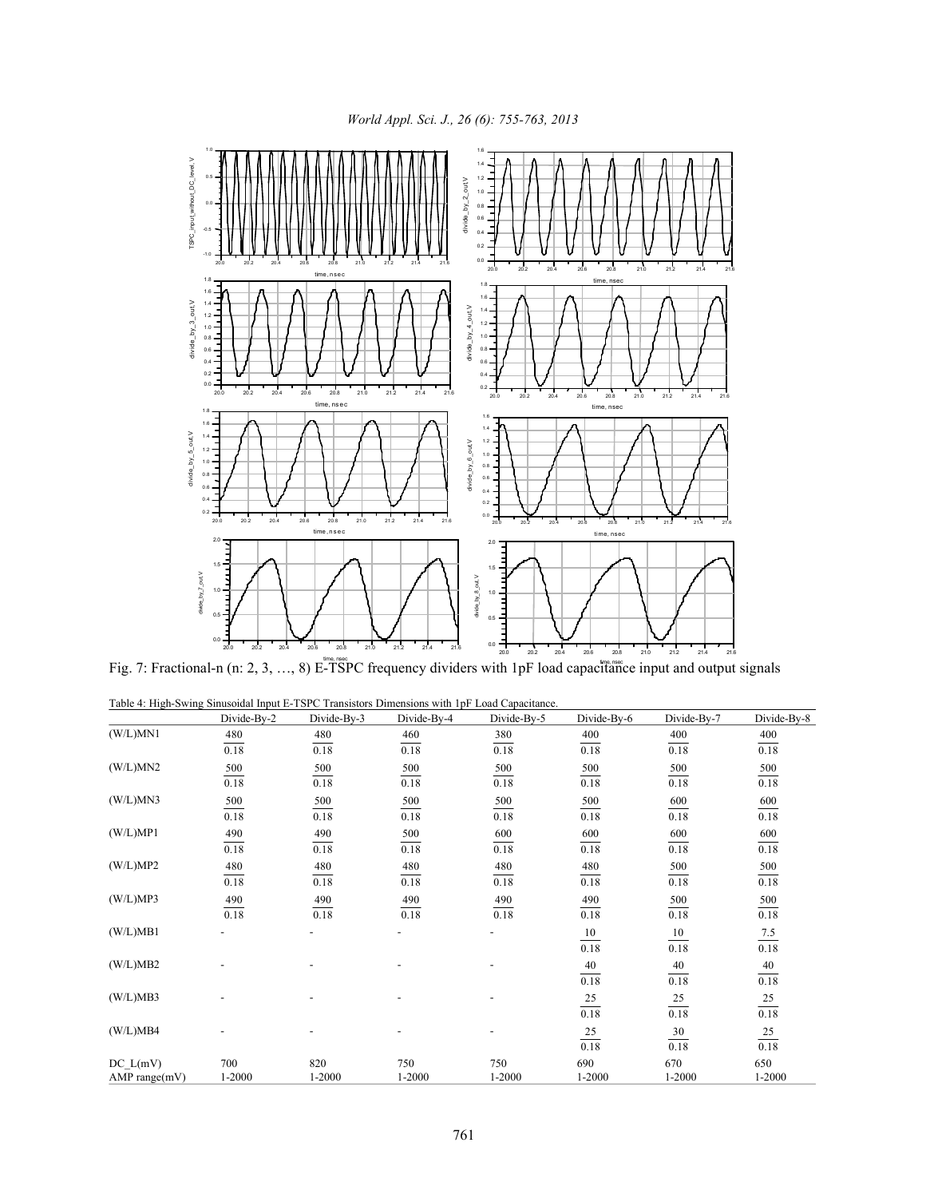Fig. 7: Fractional-n (n: 2, 3, …, 8) E-TSPC frequency dividers with 1pF load capacitance input and output signals

Table 4: High-Swing Sinusoidal Input E-TSPC Transistors Dimensions with 1pF Load Capacitance.

| | Divide-By-2 | Divide-By-3 | Divide-By-4 | Divide-By-5 | Divide-By-6 | Divide-By-7 | Divide-By-8 |
|---|---|---|---|---|---|---|---|
| (W/L)MN1 | $\frac{480}{0.18}$ | $\frac{480}{0.18}$ | $\frac{460}{0.18}$ | $\frac{380}{0.18}$ | $\frac{400}{0.18}$ | $\frac{400}{0.18}$ | $\frac{400}{0.18}$ |
| (W/L)MN2 | $\frac{500}{0.18}$ | $\frac{500}{0.18}$ | $\frac{500}{0.18}$ | $\frac{500}{0.18}$ | $\frac{500}{0.18}$ | $\frac{500}{0.18}$ | $\frac{500}{0.18}$ |
| (W/L)MN3 | $\frac{500}{0.18}$ | $\frac{500}{0.18}$ | $\frac{500}{0.18}$ | $\frac{500}{0.18}$ | $\frac{500}{0.18}$ | $\frac{600}{0.18}$ | $\frac{600}{0.18}$ |
| (W/L)MP1 | $\frac{490}{0.18}$ | $\frac{490}{0.18}$ | $\frac{500}{0.18}$ | $\frac{600}{0.18}$ | $\frac{600}{0.18}$ | $\frac{600}{0.18}$ | $\frac{600}{0.18}$ |
| (W/L)MP2 | $\frac{480}{0.18}$ | $\frac{480}{0.18}$ | $\frac{480}{0.18}$ | $\frac{480}{0.18}$ | $\frac{480}{0.18}$ | $\frac{500}{0.18}$ | $\frac{500}{0.18}$ |
| (W/L)MP3 | $\frac{490}{0.18}$ | $\frac{490}{0.18}$ | $\frac{490}{0.18}$ | $\frac{490}{0.18}$ | $\frac{490}{0.18}$ | $\frac{500}{0.18}$ | $\frac{500}{0.18}$ |
| (W/L)MB1 | - | - | - | - | $\frac{10}{0.18}$ | $\frac{10}{0.18}$ | $\frac{7.5}{0.18}$ |
| (W/L)MB2 | - | - | - | - | $\frac{40}{0.18}$ | $\frac{40}{0.18}$ | $\frac{40}{0.18}$ |
| (W/L)MB3 | - | - | - | - | $\frac{25}{0.18}$ | $\frac{25}{0.18}$ | $\frac{25}{0.18}$ |
| (W/L)MB4 | - | - | - | - | $\frac{25}{0.18}$ | $\frac{30}{0.18}$ | $\frac{25}{0.18}$ |
| DC_L(mV) | 700 | 820 | 750 | 750 | 690 | 670 | 650 |
| AMP range(mV) | 1-2000 | 1-2000 | 1-2000 | 1-2000 | 1-2000 | 1-2000 | 1-2000 |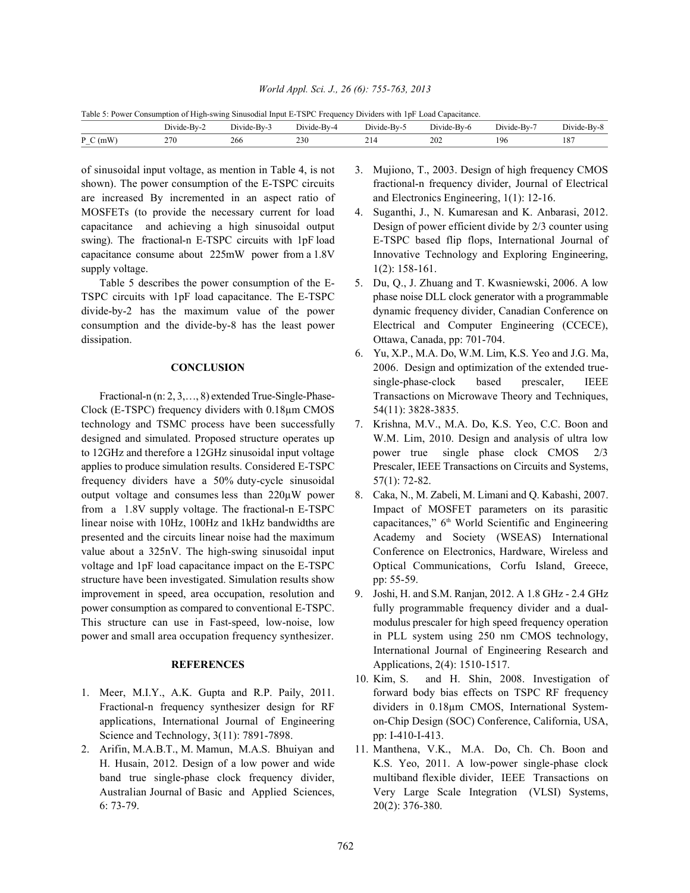Table 5: Power Consumption of High-swing Sinusodial Input E-TSPC Frequency Dividers with 1pF Load Capacitance.

| | Divide-By-2 | Divide-By-3 | Divide-By-4 | Divide-By-5 | Divide-By-6 | Divide-By-7 | Divide-By-8 |
|---|---|---|---|---|---|---|---|
| P_C (mW) | 270 | 266 | 230 | 214 | 202 | 196 | 187 |

of sinusoidal input voltage, as mention in Table 4, is not shown). The power consumption of the E-TSPC circuits are increased By incremented in an aspect ratio of MOSFETs (to provide the necessary current for load capacitance and achieving a high sinusoidal output swing). The fractional-n E-TSPC circuits with 1pF load capacitance consume about 225mW power from a 1.8V supply voltage.

Table 5 describes the power consumption of the E-TSPC circuits with 1pF load capacitance. The E-TSPC divide-by-2 has the maximum value of the power consumption and the divide-by-8 has the least power dissipation.

## CONCLUSION

Fractional-n (n: 2, 3,…, 8) extended True-Single-Phase-Clock (E-TSPC) frequency dividers with 0.18μm CMOS technology and TSMC process have been successfully designed and simulated. Proposed structure operates up to 12GHz and therefore a 12GHz sinusoidal input voltage applies to produce simulation results. Considered E-TSPC frequency dividers have a 50% duty-cycle sinusoidal output voltage and consumes less than 220μW power from a 1.8V supply voltage. The fractional-n E-TSPC linear noise with 10Hz, 100Hz and 1kHz bandwidths are presented and the circuits linear noise had the maximum value about a 325nV. The high-swing sinusoidal input voltage and 1pF load capacitance impact on the E-TSPC structure have been investigated. Simulation results show improvement in speed, area occupation, resolution and power consumption as compared to conventional E-TSPC. This structure can use in Fast-speed, low-noise, low power and small area occupation frequency synthesizer.

## REFERENCES

1. Meer, M.I.Y., A.K. Gupta and R.P. Paily, 2011. Fractional-n frequency synthesizer design for RF applications, International Journal of Engineering Science and Technology, 3(11): 7891-7898.
2. Arifin, M.A.B.T., M. Mamun, M.A.S. Bhuiyan and H. Husain, 2012. Design of a low power and wide band true single-phase clock frequency divider, Australian Journal of Basic and Applied Sciences, 6: 73-79.
3. Mujiono, T., 2003. Design of high frequency CMOS fractional-n frequency divider, Journal of Electrical and Electronics Engineering, 1(1): 12-16.
4. Suganthi, J., N. Kumaresan and K. Anbarasi, 2012. Design of power efficient divide by 2/3 counter using E-TSPC based flip flops, International Journal of Innovative Technology and Exploring Engineering, 1(2): 158-161.
5. Du, Q., J. Zhuang and T. Kwasniewski, 2006. A low phase noise DLL clock generator with a programmable dynamic frequency divider, Canadian Conference on Electrical and Computer Engineering (CCECE), Ottawa, Canada, pp: 701-704.
6. Yu, X.P., M.A. Do, W.M. Lim, K.S. Yeo and J.G. Ma, 2006. Design and optimization of the extended true-single-phase-clock based prescaler, IEEE Transactions on Microwave Theory and Techniques, 54(11): 3828-3835.
7. Krishna, M.V., M.A. Do, K.S. Yeo, C.C. Boon and W.M. Lim, 2010. Design and analysis of ultra low power true single phase clock CMOS 2/3 Prescaler, IEEE Transactions on Circuits and Systems, 57(1): 72-82.
8. Caka, N., M. Zabeli, M. Limani and Q. Kabashi, 2007. Impact of MOSFET parameters on its parasitic capacitances," 6th World Scientific and Engineering Academy and Society (WSEAS) International Conference on Electronics, Hardware, Wireless and Optical Communications, Corfu Island, Greece, pp: 55-59.
9. Joshi, H. and S.M. Ranjan, 2012. A 1.8 GHz - 2.4 GHz fully programmable frequency divider and a dual-modulus prescaler for high speed frequency operation in PLL system using 250 nm CMOS technology, International Journal of Engineering Research and Applications, 2(4): 1510-1517.
10. Kim, S. and H. Shin, 2008. Investigation of forward body bias effects on TSPC RF frequency dividers in 0.18μm CMOS, International System-on-Chip Design (SOC) Conference, California, USA, pp: I-410-I-413.
11. Manthena, V.K., M.A. Do, Ch. Ch. Boon and K.S. Yeo, 2011. A low-power single-phase clock multiband flexible divider, IEEE Transactions on Very Large Scale Integration (VLSI) Systems, 20(2): 376-380.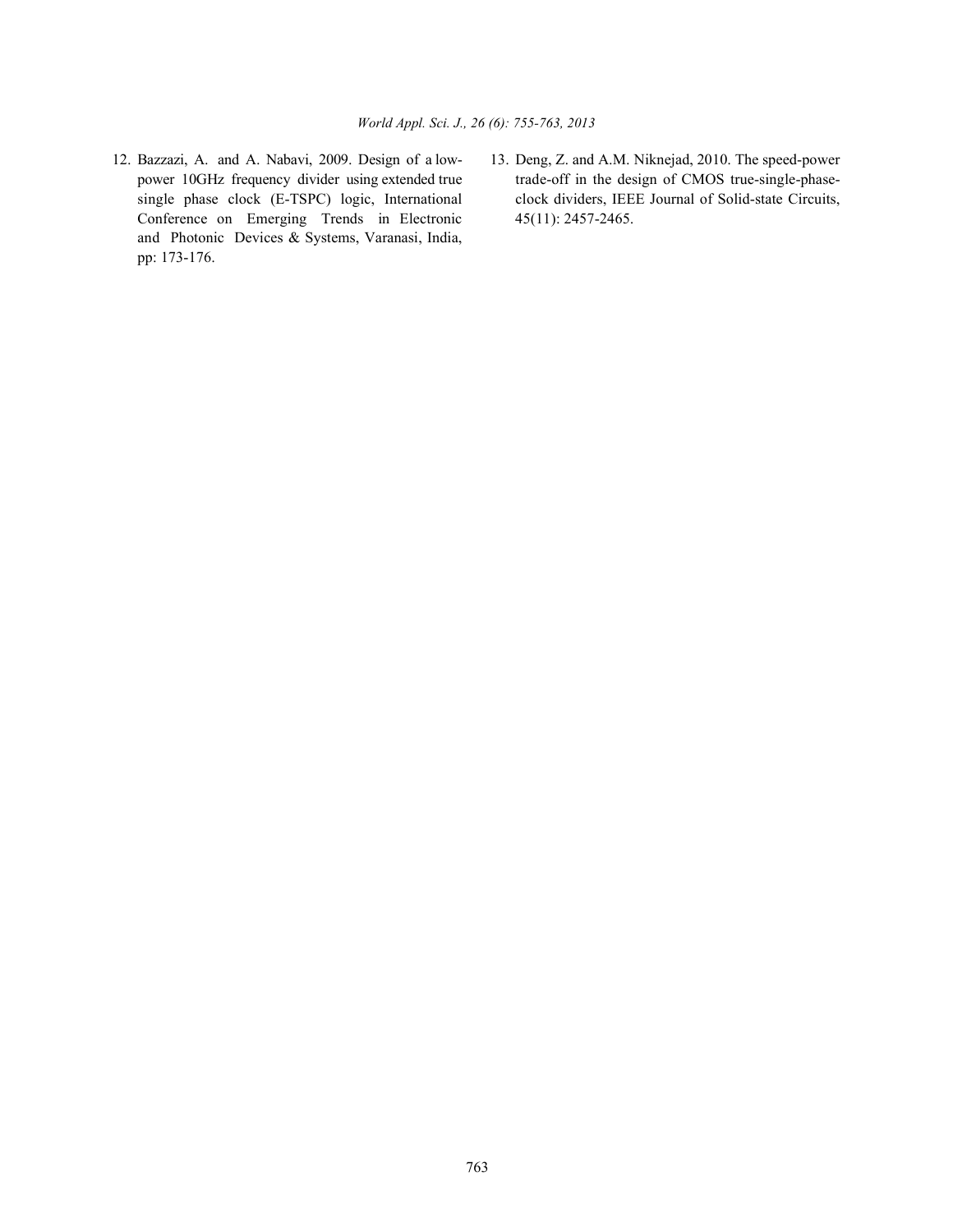12. Bazzazi, A. and A. Nabavi, 2009. Design of a low-power 10GHz frequency divider using extended true single phase clock (E-TSPC) logic, International Conference on Emerging Trends in Electronic and Photonic Devices & Systems, Varanasi, India, pp: 173-176.
13. Deng, Z. and A.M. Niknejad, 2010. The speed-power trade-off in the design of CMOS true-single-phase-clock dividers, IEEE Journal of Solid-state Circuits, 45(11): 2457-2465.